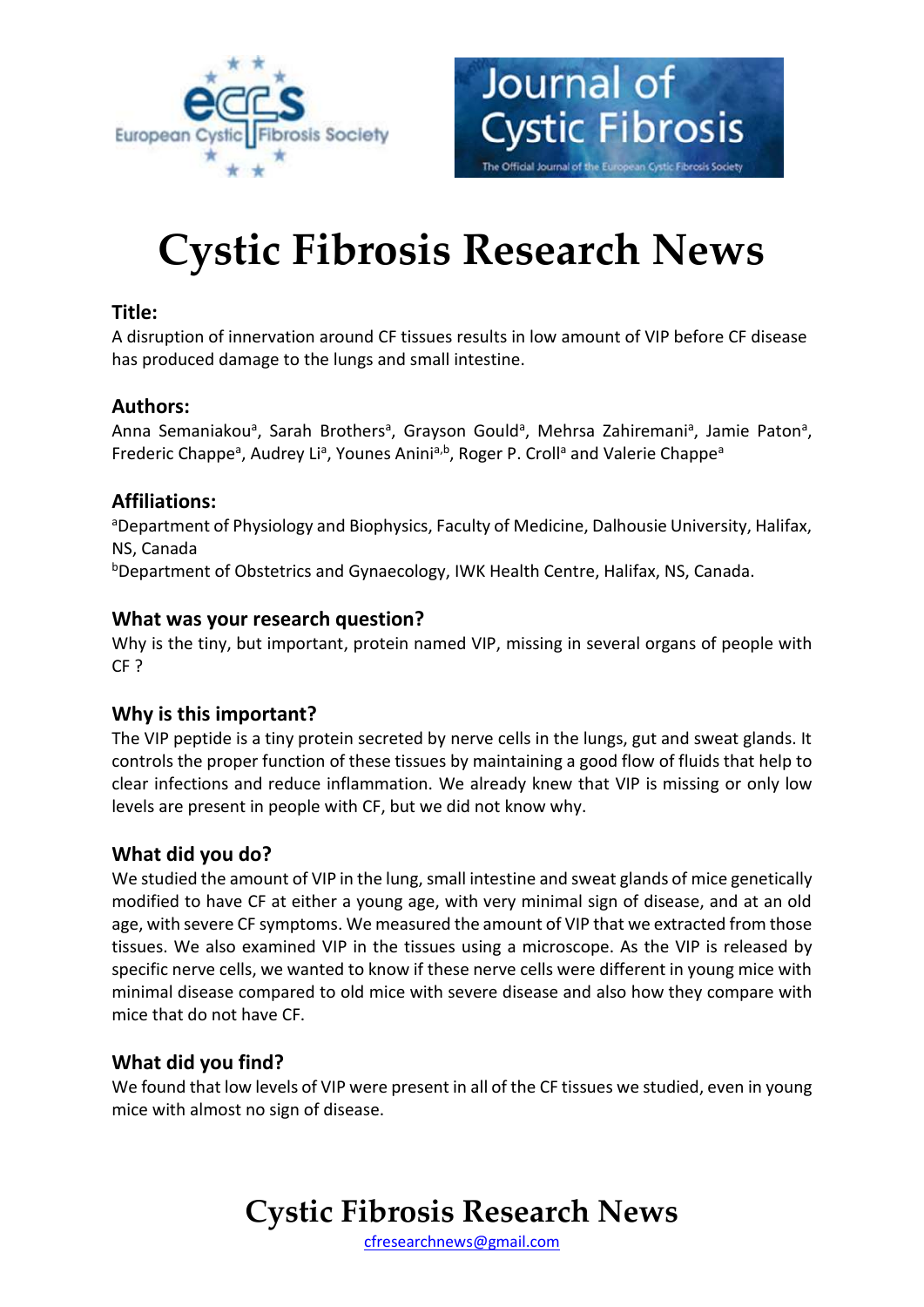# Cystic Fibrosis Research News

## Title:

A disruption of innervation around CF tissues results in low amount of VIP before CF disease has produced damage to the lungs and small intestine.

## Authors:

Anna Semaniakou[a], Sarah Brothers[a], Grayson Gould[a], Mehrsa Zahiremani[a], Jamie Paton[a], Frederic Chappe[a], Audrey Li[a], Younes Anini[a,b], Roger P. Croll[a] and Valerie Chappe[a]

## Affiliations:

[a]Department of Physiology and Biophysics, Faculty of Medicine, Dalhousie University, Halifax, NS, Canada

[b]Department of Obstetrics and Gynaecology, IWK Health Centre, Halifax, NS, Canada.

## What was your research question?

Why is the tiny, but important, protein named VIP, missing in several organs of people with CF ?

## Why is this important?

The VIP peptide is a tiny protein secreted by nerve cells in the lungs, gut and sweat glands. It controls the proper function of these tissues by maintaining a good flow of fluids that help to clear infections and reduce inflammation. We already knew that VIP is missing or only low levels are present in people with CF, but we did not know why.

## What did you do?

We studied the amount of VIP in the lung, small intestine and sweat glands of mice genetically modified to have CF at either a young age, with very minimal sign of disease, and at an old age, with severe CF symptoms. We measured the amount of VIP that we extracted from those tissues. We also examined VIP in the tissues using a microscope. As the VIP is released by specific nerve cells, we wanted to know if these nerve cells were different in young mice with minimal disease compared to old mice with severe disease and also how they compare with mice that do not have CF.

## What did you find?

We found that low levels of VIP were present in all of the CF tissues we studied, even in young mice with almost no sign of disease.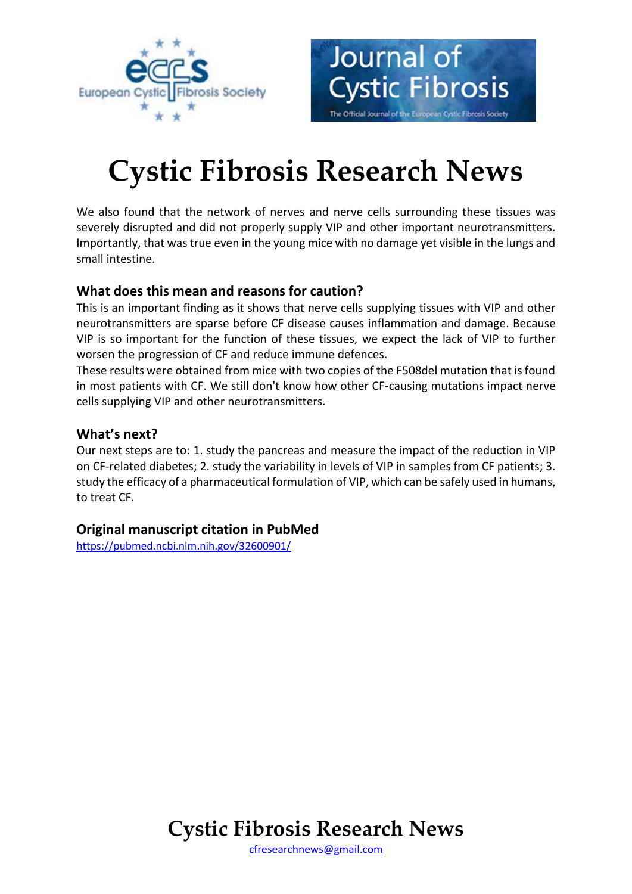# Cystic Fibrosis Research News

We also found that the network of nerves and nerve cells surrounding these tissues was severely disrupted and did not properly supply VIP and other important neurotransmitters. Importantly, that was true even in the young mice with no damage yet visible in the lungs and small intestine.

### What does this mean and reasons for caution?

This is an important finding as it shows that nerve cells supplying tissues with VIP and other neurotransmitters are sparse before CF disease causes inflammation and damage. Because VIP is so important for the function of these tissues, we expect the lack of VIP to further worsen the progression of CF and reduce immune defences.

These results were obtained from mice with two copies of the F508del mutation that is found in most patients with CF. We still don't know how other CF-causing mutations impact nerve cells supplying VIP and other neurotransmitters.

### What's next?

Our next steps are to: 1. study the pancreas and measure the impact of the reduction in VIP on CF-related diabetes; 2. study the variability in levels of VIP in samples from CF patients; 3. study the efficacy of a pharmaceutical formulation of VIP, which can be safely used in humans, to treat CF.

### Original manuscript citation in PubMed

https://pubmed.ncbi.nlm.nih.gov/32600901/